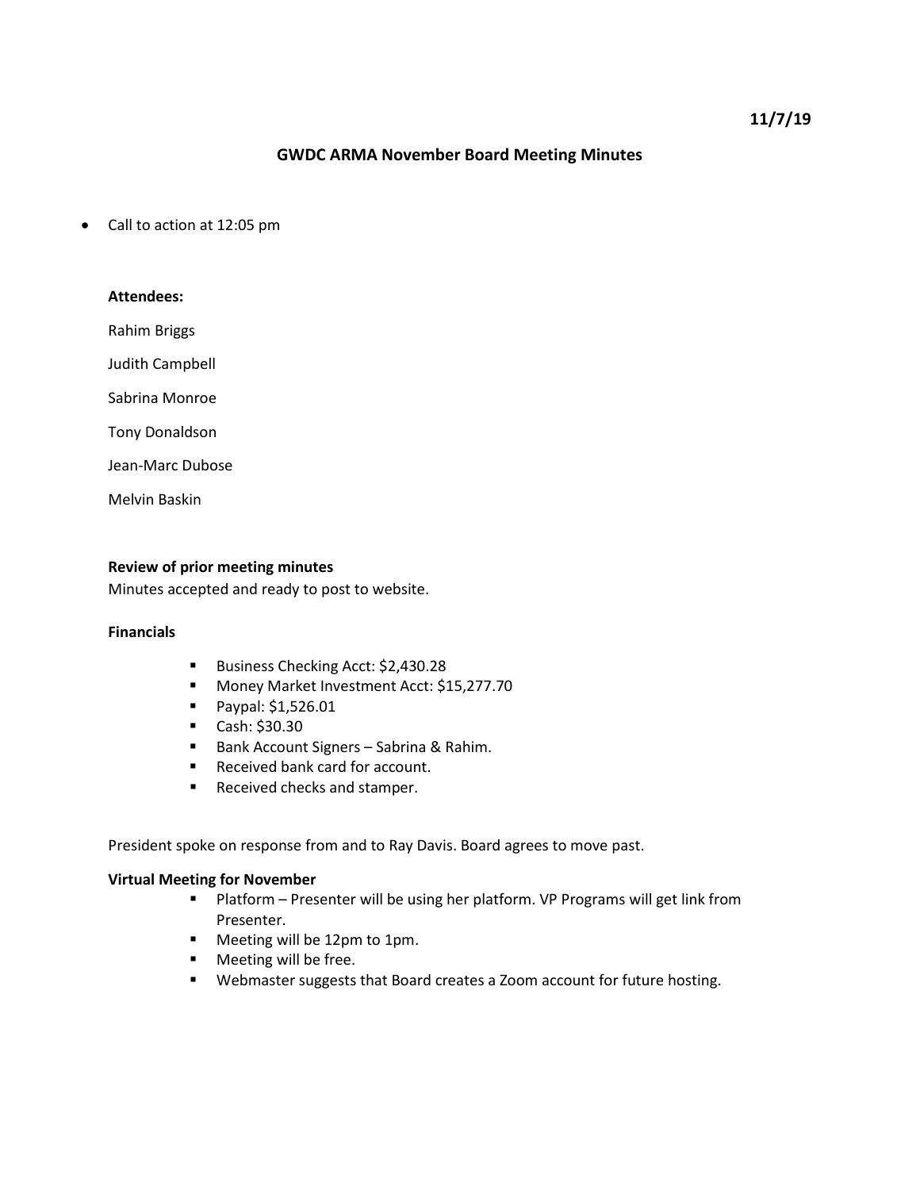**11/7/19**

# GWDC ARMA November Board Meeting Minutes

- Call to action at 12:05 pm

**Attendees:**

Rahim Briggs

Judith Campbell

Sabrina Monroe

Tony Donaldson

Jean-Marc Dubose

Melvin Baskin

**Review of prior meeting minutes**

Minutes accepted and ready to post to website.

**Financials**

- Business Checking Acct: $2,430.28
- Money Market Investment Acct: $15,277.70
- Paypal: $1,526.01
- Cash: $30.30
- Bank Account Signers – Sabrina & Rahim.
- Received bank card for account.
- Received checks and stamper.

President spoke on response from and to Ray Davis. Board agrees to move past.

**Virtual Meeting for November**

- Platform – Presenter will be using her platform. VP Programs will get link from Presenter.
- Meeting will be 12pm to 1pm.
- Meeting will be free.
- Webmaster suggests that Board creates a Zoom account for future hosting.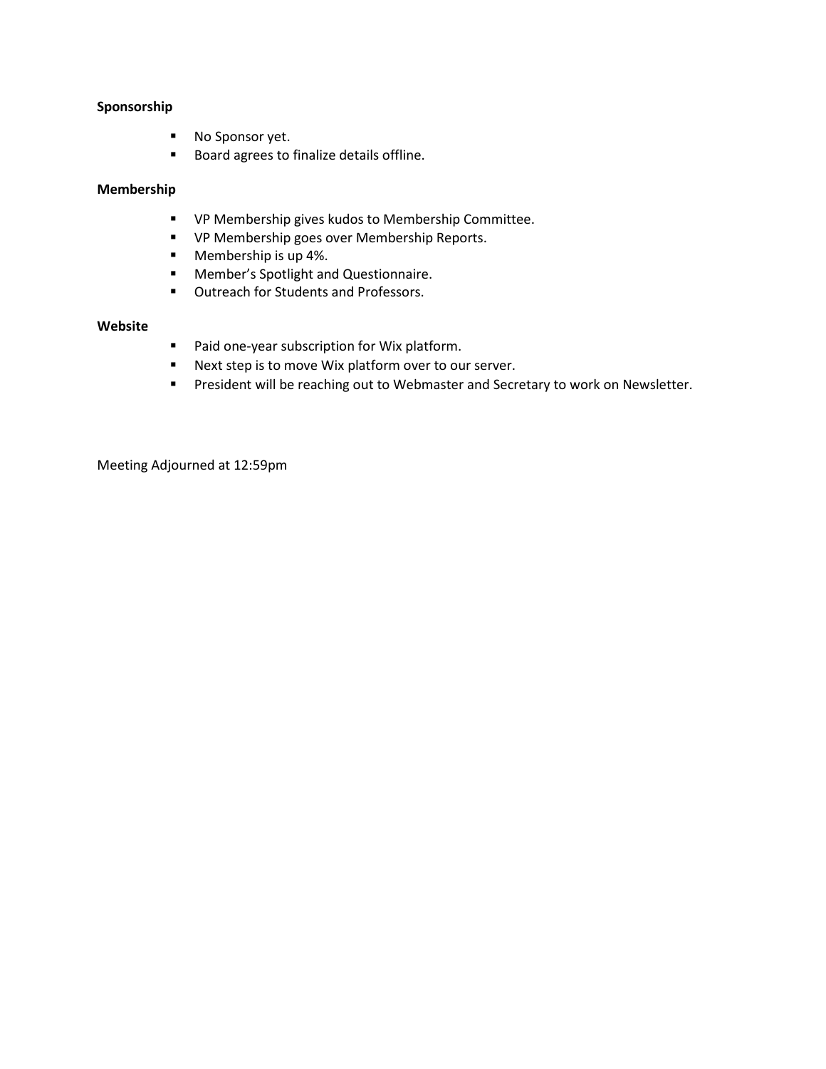**Sponsorship**

- No Sponsor yet.
- Board agrees to finalize details offline.

**Membership**

- VP Membership gives kudos to Membership Committee.
- VP Membership goes over Membership Reports.
- Membership is up 4%.
- Member's Spotlight and Questionnaire.
- Outreach for Students and Professors.

**Website**

- Paid one-year subscription for Wix platform.
- Next step is to move Wix platform over to our server.
- President will be reaching out to Webmaster and Secretary to work on Newsletter.

Meeting Adjourned at 12:59pm